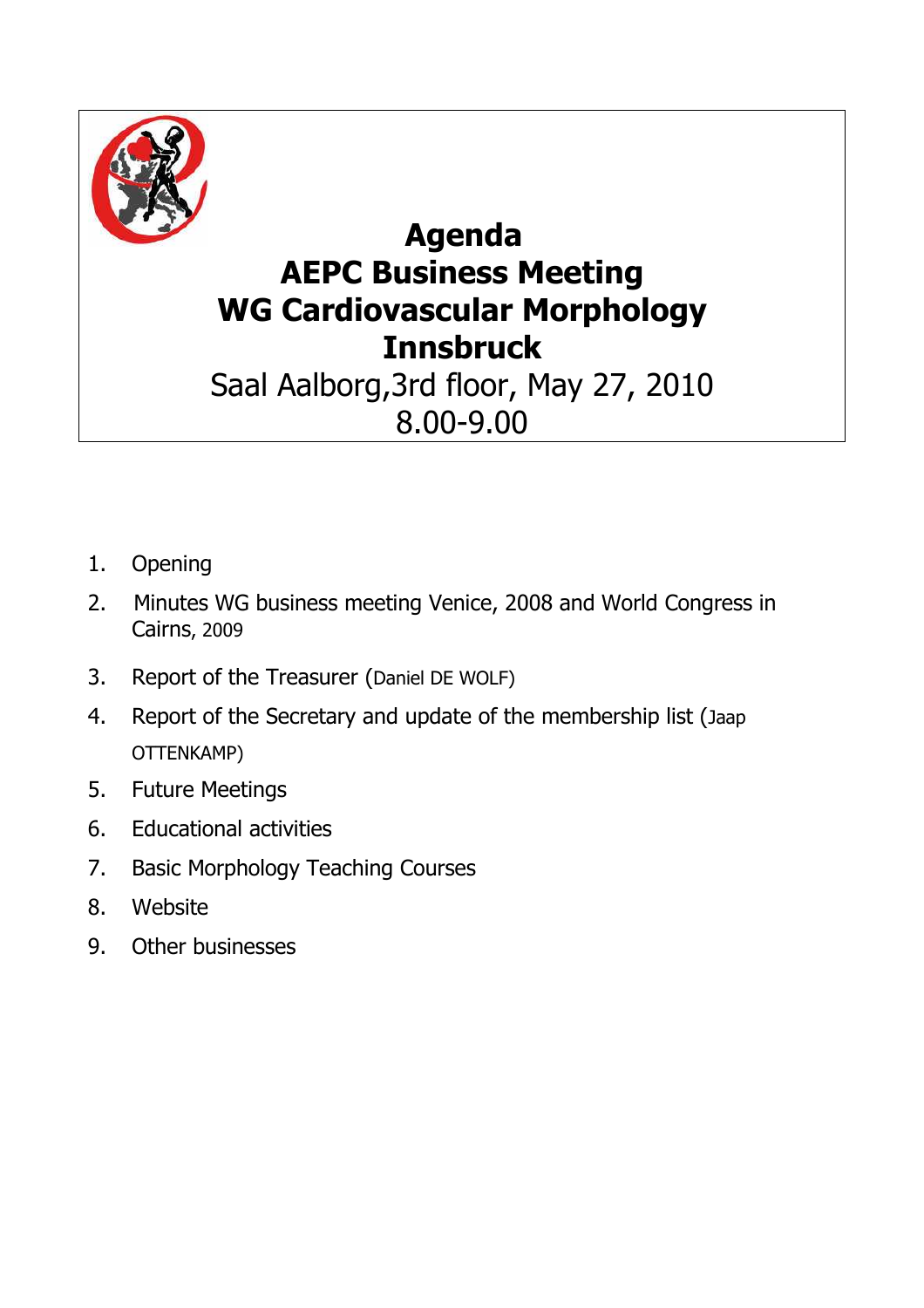# Agenda
# AEPC Business Meeting
# WG Cardiovascular Morphology
# Innsbruck

Saal Aalborg,3rd floor, May 27, 2010
8.00-9.00

1. Opening
2. Minutes WG business meeting Venice, 2008 and World Congress in Cairns, 2009
3. Report of the Treasurer (Daniel DE WOLF)
4. Report of the Secretary and update of the membership list (Jaap OTTENKAMP)
5. Future Meetings
6. Educational activities
7. Basic Morphology Teaching Courses
8. Website
9. Other businesses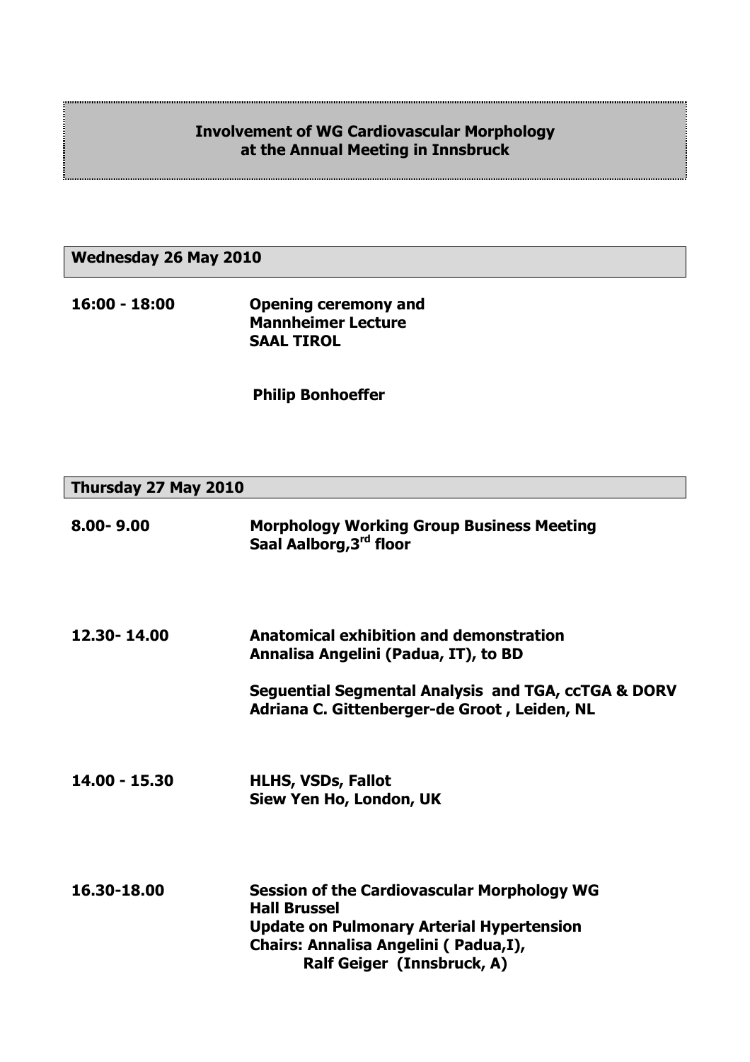## Involvement of WG Cardiovascular Morphology at the Annual Meeting in Innsbruck

### Wednesday 26 May 2010

**16:00 - 18:00** **Opening ceremony and Mannheimer Lecture**
**SAAL TIROL**

**Philip Bonhoeffer**

### Thursday 27 May 2010

**8.00- 9.00** **Morphology Working Group Business Meeting**
**Saal Aalborg,3rd floor**

**12.30- 14.00** **Anatomical exhibition and demonstration**
**Annalisa Angelini (Padua, IT), to BD**

**Seguential Segmental Analysis and TGA, ccTGA & DORV**
**Adriana C. Gittenberger-de Groot , Leiden, NL**

**14.00 - 15.30** **HLHS, VSDs, Fallot**
**Siew Yen Ho, London, UK**

**16.30-18.00** **Session of the Cardiovascular Morphology WG**
**Hall Brussel**
**Update on Pulmonary Arterial Hypertension**
**Chairs: Annalisa Angelini ( Padua,I),**
**Ralf Geiger (Innsbruck, A)**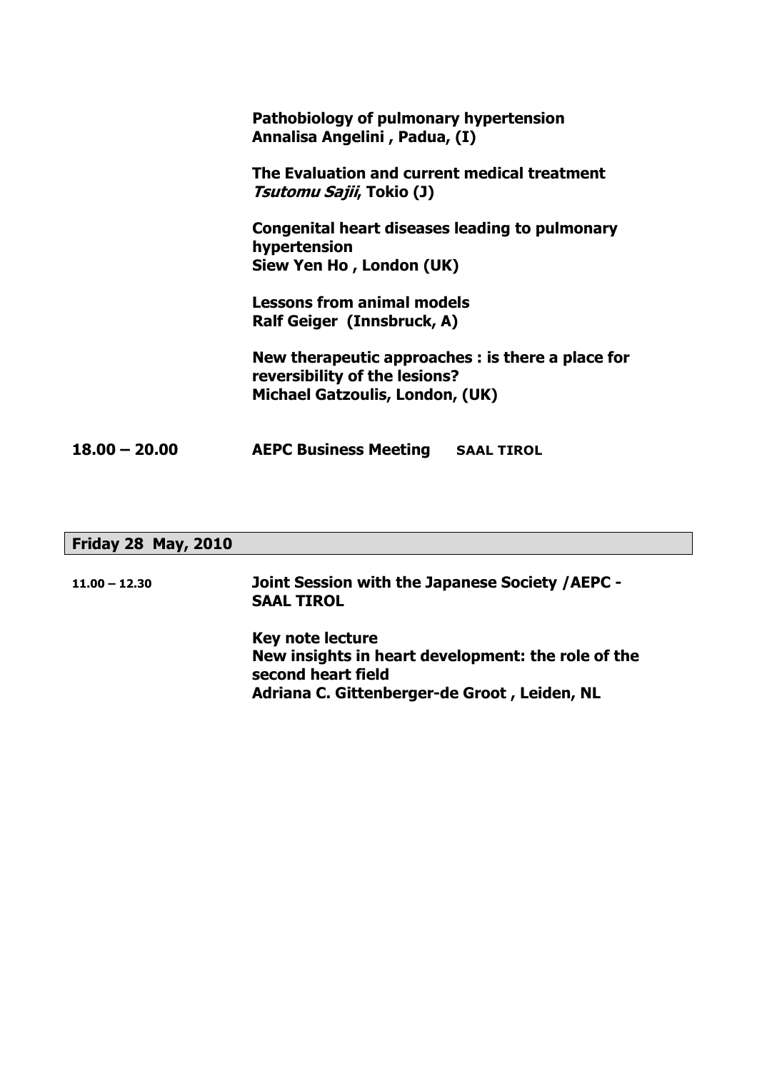**Pathobiology of pulmonary hypertension**
**Annalisa Angelini , Padua, (I)**

**The Evaluation and current medical treatment**
***Tsutomu Sajii*, Tokio (J)**

**Congenital heart diseases leading to pulmonary hypertension**
**Siew Yen Ho , London (UK)**

**Lessons from animal models**
**Ralf Geiger (Innsbruck, A)**

**New therapeutic approaches : is there a place for reversibility of the lesions?**
**Michael Gatzoulis, London, (UK)**

**18.00 – 20.00** **AEPC Business Meeting** **SAAL TIROL**

## Friday 28 May, 2010

**11.00 – 12.30** **Joint Session with the Japanese Society /AEPC - SAAL TIROL**

**Key note lecture**
**New insights in heart development: the role of the second heart field**
**Adriana C. Gittenberger-de Groot , Leiden, NL**